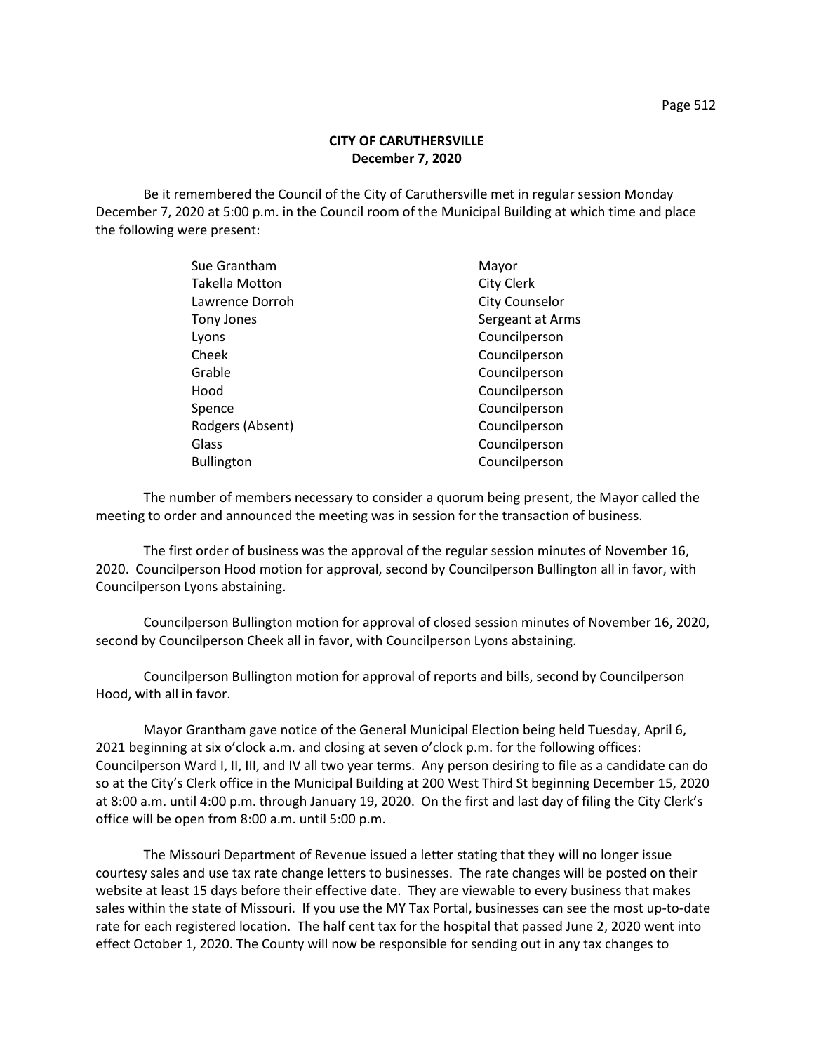**CITY OF CARUTHERSVILLE**
**December 7, 2020**

Be it remembered the Council of the City of Caruthersville met in regular session Monday December 7, 2020 at 5:00 p.m. in the Council room of the Municipal Building at which time and place the following were present:

| | |
|---|---|
| Sue Grantham | Mayor |
| Takella Motton | City Clerk |
| Lawrence Dorroh | City Counselor |
| Tony Jones | Sergeant at Arms |
| Lyons | Councilperson |
| Cheek | Councilperson |
| Grable | Councilperson |
| Hood | Councilperson |
| Spence | Councilperson |
| Rodgers (Absent) | Councilperson |
| Glass | Councilperson |
| Bullington | Councilperson |

The number of members necessary to consider a quorum being present, the Mayor called the meeting to order and announced the meeting was in session for the transaction of business.

The first order of business was the approval of the regular session minutes of November 16, 2020. Councilperson Hood motion for approval, second by Councilperson Bullington all in favor, with Councilperson Lyons abstaining.

Councilperson Bullington motion for approval of closed session minutes of November 16, 2020, second by Councilperson Cheek all in favor, with Councilperson Lyons abstaining.

Councilperson Bullington motion for approval of reports and bills, second by Councilperson Hood, with all in favor.

Mayor Grantham gave notice of the General Municipal Election being held Tuesday, April 6, 2021 beginning at six o'clock a.m. and closing at seven o'clock p.m. for the following offices: Councilperson Ward I, II, III, and IV all two year terms. Any person desiring to file as a candidate can do so at the City's Clerk office in the Municipal Building at 200 West Third St beginning December 15, 2020 at 8:00 a.m. until 4:00 p.m. through January 19, 2020. On the first and last day of filing the City Clerk's office will be open from 8:00 a.m. until 5:00 p.m.

The Missouri Department of Revenue issued a letter stating that they will no longer issue courtesy sales and use tax rate change letters to businesses. The rate changes will be posted on their website at least 15 days before their effective date. They are viewable to every business that makes sales within the state of Missouri. If you use the MY Tax Portal, businesses can see the most up-to-date rate for each registered location. The half cent tax for the hospital that passed June 2, 2020 went into effect October 1, 2020. The County will now be responsible for sending out in any tax changes to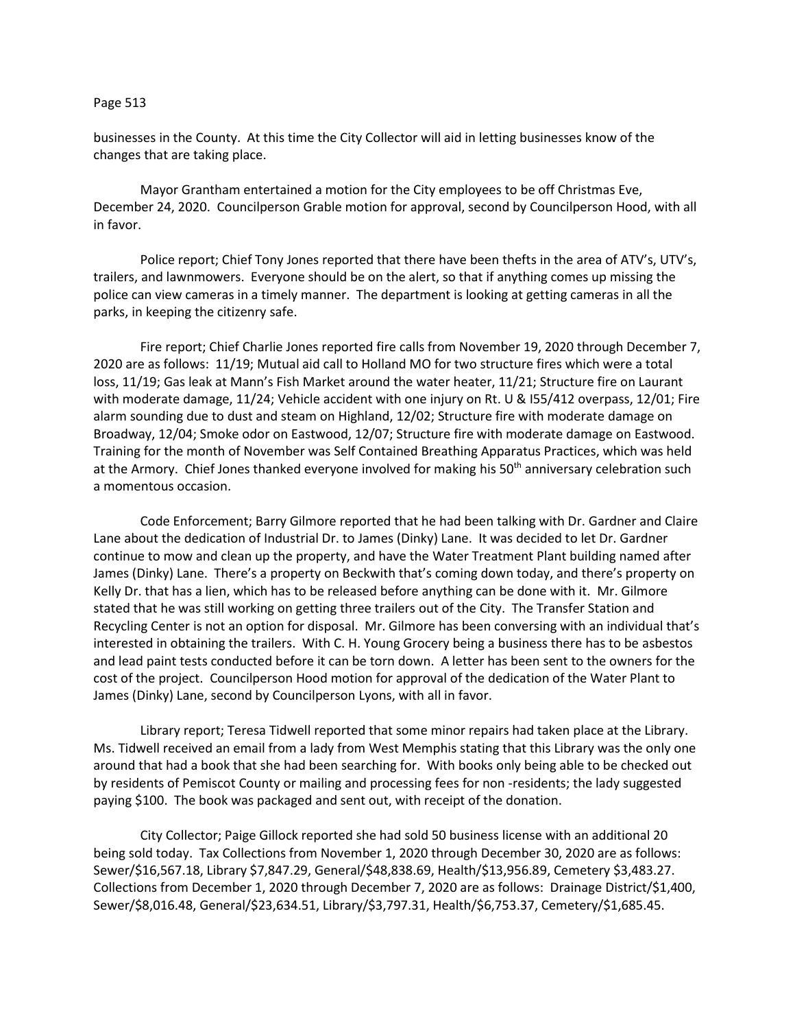businesses in the County. At this time the City Collector will aid in letting businesses know of the changes that are taking place.

Mayor Grantham entertained a motion for the City employees to be off Christmas Eve, December 24, 2020. Councilperson Grable motion for approval, second by Councilperson Hood, with all in favor.

Police report; Chief Tony Jones reported that there have been thefts in the area of ATV's, UTV's, trailers, and lawnmowers. Everyone should be on the alert, so that if anything comes up missing the police can view cameras in a timely manner. The department is looking at getting cameras in all the parks, in keeping the citizenry safe.

Fire report; Chief Charlie Jones reported fire calls from November 19, 2020 through December 7, 2020 are as follows: 11/19; Mutual aid call to Holland MO for two structure fires which were a total loss, 11/19; Gas leak at Mann's Fish Market around the water heater, 11/21; Structure fire on Laurant with moderate damage, 11/24; Vehicle accident with one injury on Rt. U & I55/412 overpass, 12/01; Fire alarm sounding due to dust and steam on Highland, 12/02; Structure fire with moderate damage on Broadway, 12/04; Smoke odor on Eastwood, 12/07; Structure fire with moderate damage on Eastwood. Training for the month of November was Self Contained Breathing Apparatus Practices, which was held at the Armory. Chief Jones thanked everyone involved for making his 50th anniversary celebration such a momentous occasion.

Code Enforcement; Barry Gilmore reported that he had been talking with Dr. Gardner and Claire Lane about the dedication of Industrial Dr. to James (Dinky) Lane. It was decided to let Dr. Gardner continue to mow and clean up the property, and have the Water Treatment Plant building named after James (Dinky) Lane. There's a property on Beckwith that's coming down today, and there's property on Kelly Dr. that has a lien, which has to be released before anything can be done with it. Mr. Gilmore stated that he was still working on getting three trailers out of the City. The Transfer Station and Recycling Center is not an option for disposal. Mr. Gilmore has been conversing with an individual that's interested in obtaining the trailers. With C. H. Young Grocery being a business there has to be asbestos and lead paint tests conducted before it can be torn down. A letter has been sent to the owners for the cost of the project. Councilperson Hood motion for approval of the dedication of the Water Plant to James (Dinky) Lane, second by Councilperson Lyons, with all in favor.

Library report; Teresa Tidwell reported that some minor repairs had taken place at the Library. Ms. Tidwell received an email from a lady from West Memphis stating that this Library was the only one around that had a book that she had been searching for. With books only being able to be checked out by residents of Pemiscot County or mailing and processing fees for non -residents; the lady suggested paying $100. The book was packaged and sent out, with receipt of the donation.

City Collector; Paige Gillock reported she had sold 50 business license with an additional 20 being sold today. Tax Collections from November 1, 2020 through December 30, 2020 are as follows: Sewer/$16,567.18, Library $7,847.29, General/$48,838.69, Health/$13,956.89, Cemetery $3,483.27. Collections from December 1, 2020 through December 7, 2020 are as follows: Drainage District/$1,400, Sewer/$8,016.48, General/$23,634.51, Library/$3,797.31, Health/$6,753.37, Cemetery/$1,685.45.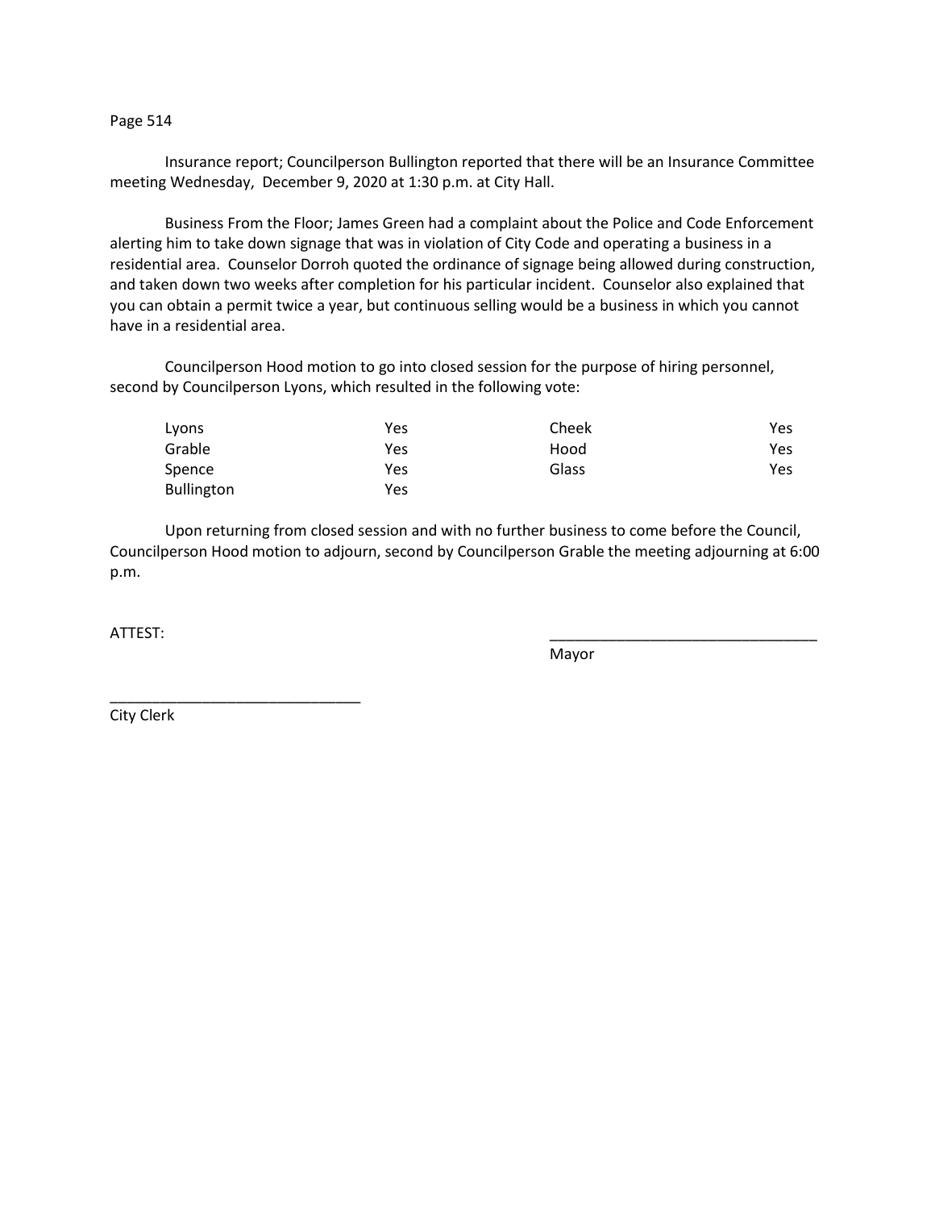Insurance report; Councilperson Bullington reported that there will be an Insurance Committee meeting Wednesday, December 9, 2020 at 1:30 p.m. at City Hall.

Business From the Floor; James Green had a complaint about the Police and Code Enforcement alerting him to take down signage that was in violation of City Code and operating a business in a residential area. Counselor Dorroh quoted the ordinance of signage being allowed during construction, and taken down two weeks after completion for his particular incident. Counselor also explained that you can obtain a permit twice a year, but continuous selling would be a business in which you cannot have in a residential area.

Councilperson Hood motion to go into closed session for the purpose of hiring personnel, second by Councilperson Lyons, which resulted in the following vote:

| | | | |
|---|---|---|---|
| Lyons | Yes | Cheek | Yes |
| Grable | Yes | Hood | Yes |
| Spence | Yes | Glass | Yes |
| Bullington | Yes | | |

Upon returning from closed session and with no further business to come before the Council, Councilperson Hood motion to adjourn, second by Councilperson Grable the meeting adjourning at 6:00 p.m.

ATTEST:

________________________________
Mayor

______________________________
City Clerk